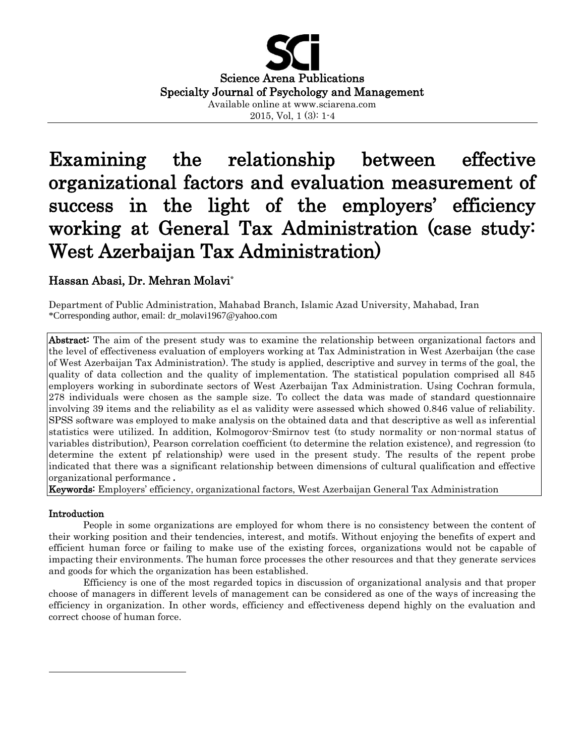Science Arena Publications
Specialty Journal of Psychology and Management
Available online at www.sciarena.com

# Examining the relationship between effective organizational factors and evaluation measurement of success in the light of the employers' efficiency working at General Tax Administration (case study: West Azerbaijan Tax Administration)

**Hassan Abasi, Dr. Mehran Molavi***

Department of Public Administration, Mahabad Branch, Islamic Azad University, Mahabad, Iran
*Corresponding author, email: dr_molavi1967@yahoo.com

**Abstract:** The aim of the present study was to examine the relationship between organizational factors and the level of effectiveness evaluation of employers working at Tax Administration in West Azerbaijan (the case of West Azerbaijan Tax Administration). The study is applied, descriptive and survey in terms of the goal, the quality of data collection and the quality of implementation. The statistical population comprised all 845 employers working in subordinate sectors of West Azerbaijan Tax Administration. Using Cochran formula, 278 individuals were chosen as the sample size. To collect the data was made of standard questionnaire involving 39 items and the reliability as el as validity were assessed which showed 0.846 value of reliability. SPSS software was employed to make analysis on the obtained data and that descriptive as well as inferential statistics were utilized. In addition, Kolmogorov-Smirnov test (to study normality or non-normal status of variables distribution), Pearson correlation coefficient (to determine the relation existence), and regression (to determine the extent pf relationship) were used in the present study. The results of the repent probe indicated that there was a significant relationship between dimensions of cultural qualification and effective organizational performance .

**Keywords:** Employers' efficiency, organizational factors, West Azerbaijan General Tax Administration

## Introduction

People in some organizations are employed for whom there is no consistency between the content of their working position and their tendencies, interest, and motifs. Without enjoying the benefits of expert and efficient human force or failing to make use of the existing forces, organizations would not be capable of impacting their environments. The human force processes the other resources and that they generate services and goods for which the organization has been established.

Efficiency is one of the most regarded topics in discussion of organizational analysis and that proper choose of managers in different levels of management can be considered as one of the ways of increasing the efficiency in organization. In other words, efficiency and effectiveness depend highly on the evaluation and correct choose of human force.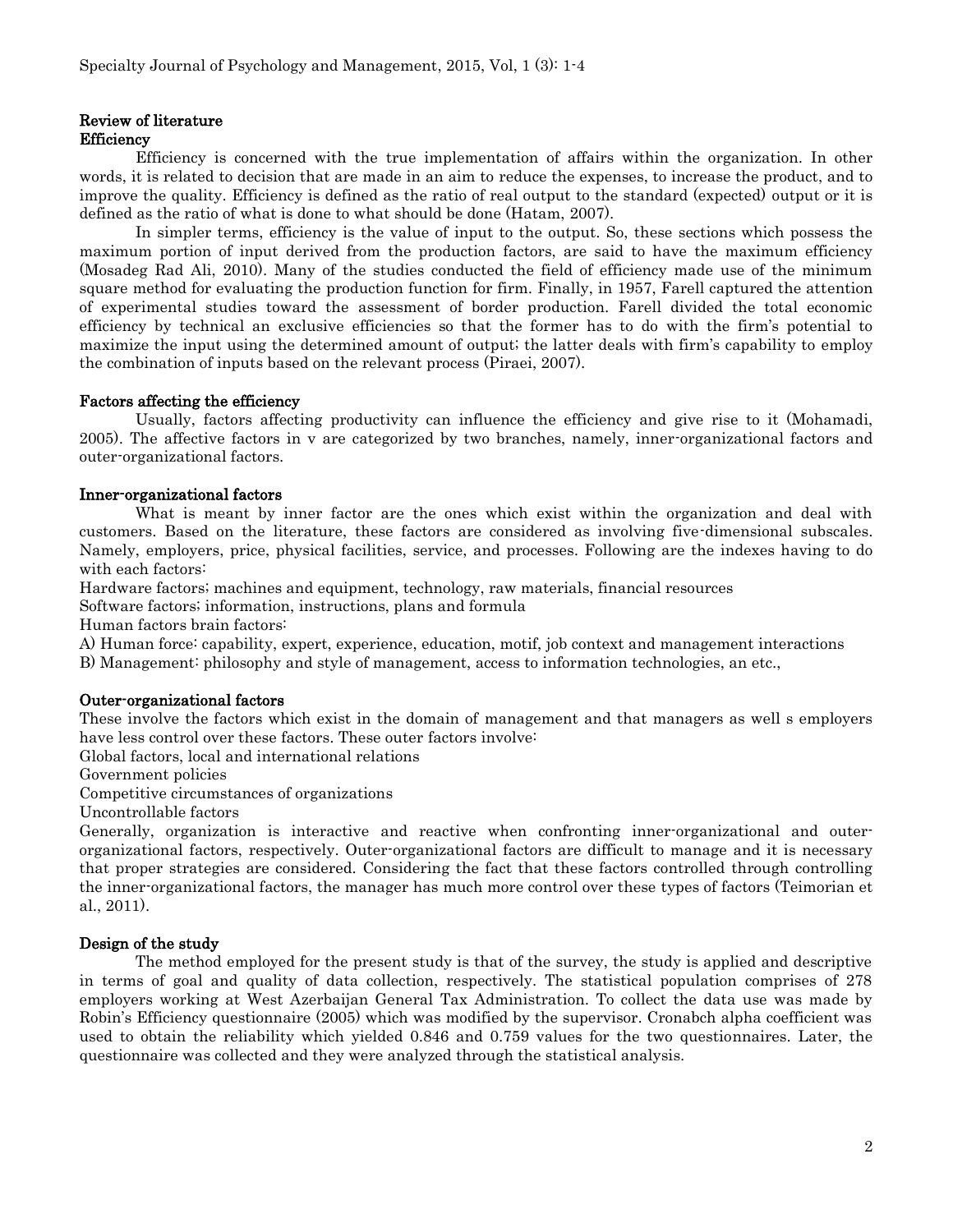## Review of literature

### Efficiency

Efficiency is concerned with the true implementation of affairs within the organization. In other words, it is related to decision that are made in an aim to reduce the expenses, to increase the product, and to improve the quality. Efficiency is defined as the ratio of real output to the standard (expected) output or it is defined as the ratio of what is done to what should be done (Hatam, 2007).

In simpler terms, efficiency is the value of input to the output. So, these sections which possess the maximum portion of input derived from the production factors, are said to have the maximum efficiency (Mosadeg Rad Ali, 2010). Many of the studies conducted the field of efficiency made use of the minimum square method for evaluating the production function for firm. Finally, in 1957, Farell captured the attention of experimental studies toward the assessment of border production. Farell divided the total economic efficiency by technical an exclusive efficiencies so that the former has to do with the firm's potential to maximize the input using the determined amount of output; the latter deals with firm's capability to employ the combination of inputs based on the relevant process (Piraei, 2007).

### Factors affecting the efficiency

Usually, factors affecting productivity can influence the efficiency and give rise to it (Mohamadi, 2005). The affective factors in v are categorized by two branches, namely, inner-organizational factors and outer-organizational factors.

### Inner-organizational factors

What is meant by inner factor are the ones which exist within the organization and deal with customers. Based on the literature, these factors are considered as involving five-dimensional subscales. Namely, employers, price, physical facilities, service, and processes. Following are the indexes having to do with each factors:

Hardware factors; machines and equipment, technology, raw materials, financial resources

Software factors; information, instructions, plans and formula

Human factors brain factors:

A) Human force: capability, expert, experience, education, motif, job context and management interactions

B) Management: philosophy and style of management, access to information technologies, an etc.,

### Outer-organizational factors

These involve the factors which exist in the domain of management and that managers as well s employers have less control over these factors. These outer factors involve:

Global factors, local and international relations

Government policies

Competitive circumstances of organizations

Uncontrollable factors

Generally, organization is interactive and reactive when confronting inner-organizational and outer-organizational factors, respectively. Outer-organizational factors are difficult to manage and it is necessary that proper strategies are considered. Considering the fact that these factors controlled through controlling the inner-organizational factors, the manager has much more control over these types of factors (Teimorian et al., 2011).

## Design of the study

The method employed for the present study is that of the survey, the study is applied and descriptive in terms of goal and quality of data collection, respectively. The statistical population comprises of 278 employers working at West Azerbaijan General Tax Administration. To collect the data use was made by Robin's Efficiency questionnaire (2005) which was modified by the supervisor. Cronabch alpha coefficient was used to obtain the reliability which yielded 0.846 and 0.759 values for the two questionnaires. Later, the questionnaire was collected and they were analyzed through the statistical analysis.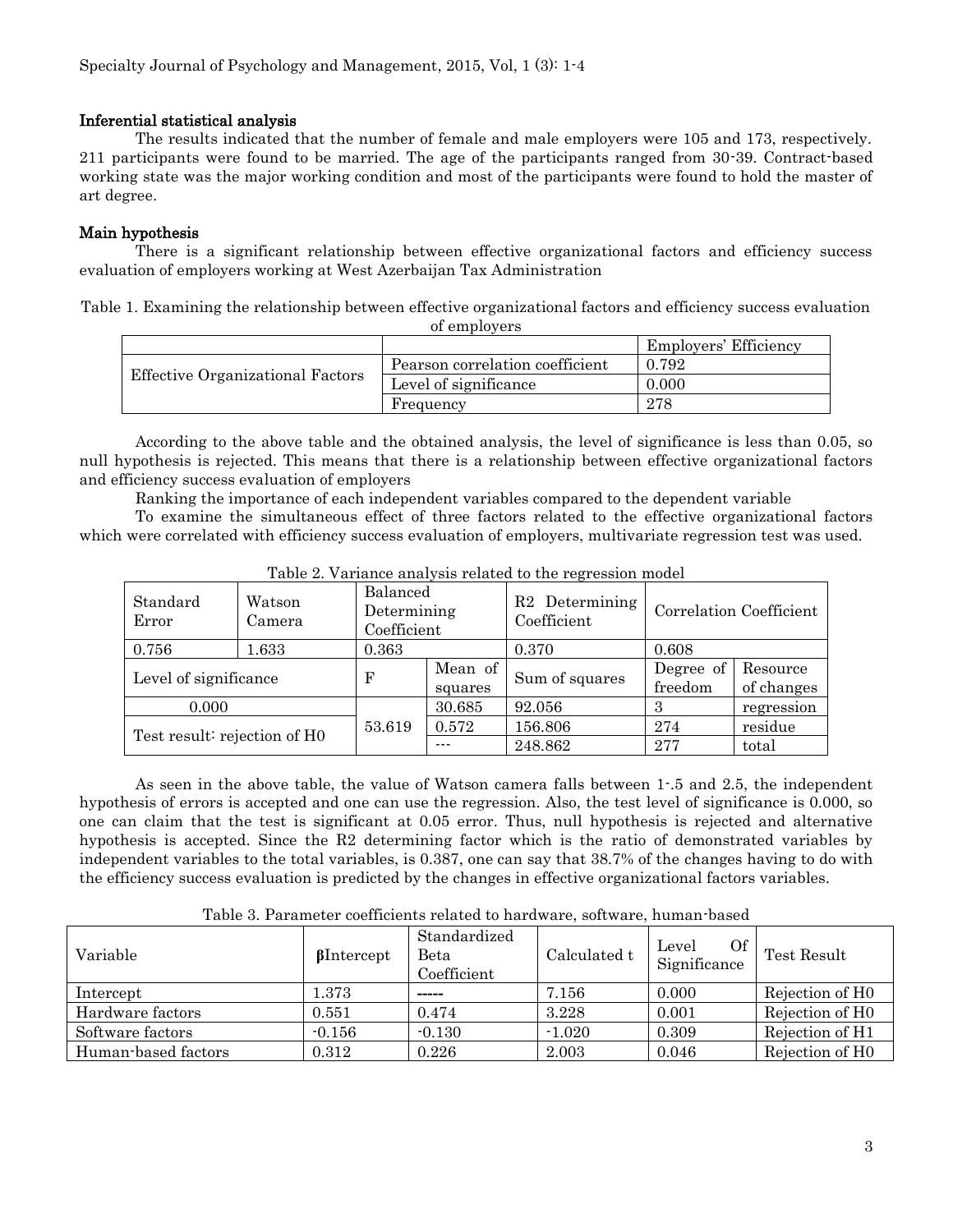### Inferential statistical analysis

The results indicated that the number of female and male employers were 105 and 173, respectively. 211 participants were found to be married. The age of the participants ranged from 30-39. Contract-based working state was the major working condition and most of the participants were found to hold the master of art degree.

### Main hypothesis

There is a significant relationship between effective organizational factors and efficiency success evaluation of employers working at West Azerbaijan Tax Administration

Table 1. Examining the relationship between effective organizational factors and efficiency success evaluation of employers

| | | Employers' Efficiency |
|---|---|---|
| Effective Organizational Factors | Pearson correlation coefficient | 0.792 |
| | Level of significance | 0.000 |
| | Frequency | 278 |

According to the above table and the obtained analysis, the level of significance is less than 0.05, so null hypothesis is rejected. This means that there is a relationship between effective organizational factors and efficiency success evaluation of employers

Ranking the importance of each independent variables compared to the dependent variable

To examine the simultaneous effect of three factors related to the effective organizational factors which were correlated with efficiency success evaluation of employers, multivariate regression test was used.

Table 2. Variance analysis related to the regression model

| Standard Error | Watson Camera | Balanced Determining Coefficient | | R2 Determining Coefficient | Correlation Coefficient | |
|---|---|---|---|---|---|---|
| 0.756 | 1.633 | 0.363 | | 0.370 | 0.608 | |
| Level of significance | | F | Mean of squares | Sum of squares | Degree of freedom | Resource of changes |
| 0.000 | | 53.619 | 30.685 | 92.056 | 3 | regression |
| Test result: rejection of H0 | | | 0.572 | 156.806 | 274 | residue |
| | | | --- | 248.862 | 277 | total |

As seen in the above table, the value of Watson camera falls between 1-.5 and 2.5, the independent hypothesis of errors is accepted and one can use the regression. Also, the test level of significance is 0.000, so one can claim that the test is significant at 0.05 error. Thus, null hypothesis is rejected and alternative hypothesis is accepted. Since the R2 determining factor which is the ratio of demonstrated variables by independent variables to the total variables, is 0.387, one can say that 38.7% of the changes having to do with the efficiency success evaluation is predicted by the changes in effective organizational factors variables.

Table 3. Parameter coefficients related to hardware, software, human-based

| Variable | βIntercept | Standardized Beta Coefficient | Calculated t | Level Of Significance | Test Result |
|---|---|---|---|---|---|
| Intercept | 1.373 | ----- | 7.156 | 0.000 | Rejection of H0 |
| Hardware factors | 0.551 | 0.474 | 3.228 | 0.001 | Rejection of H0 |
| Software factors | -0.156 | -0.130 | -1.020 | 0.309 | Rejection of H1 |
| Human-based factors | 0.312 | 0.226 | 2.003 | 0.046 | Rejection of H0 |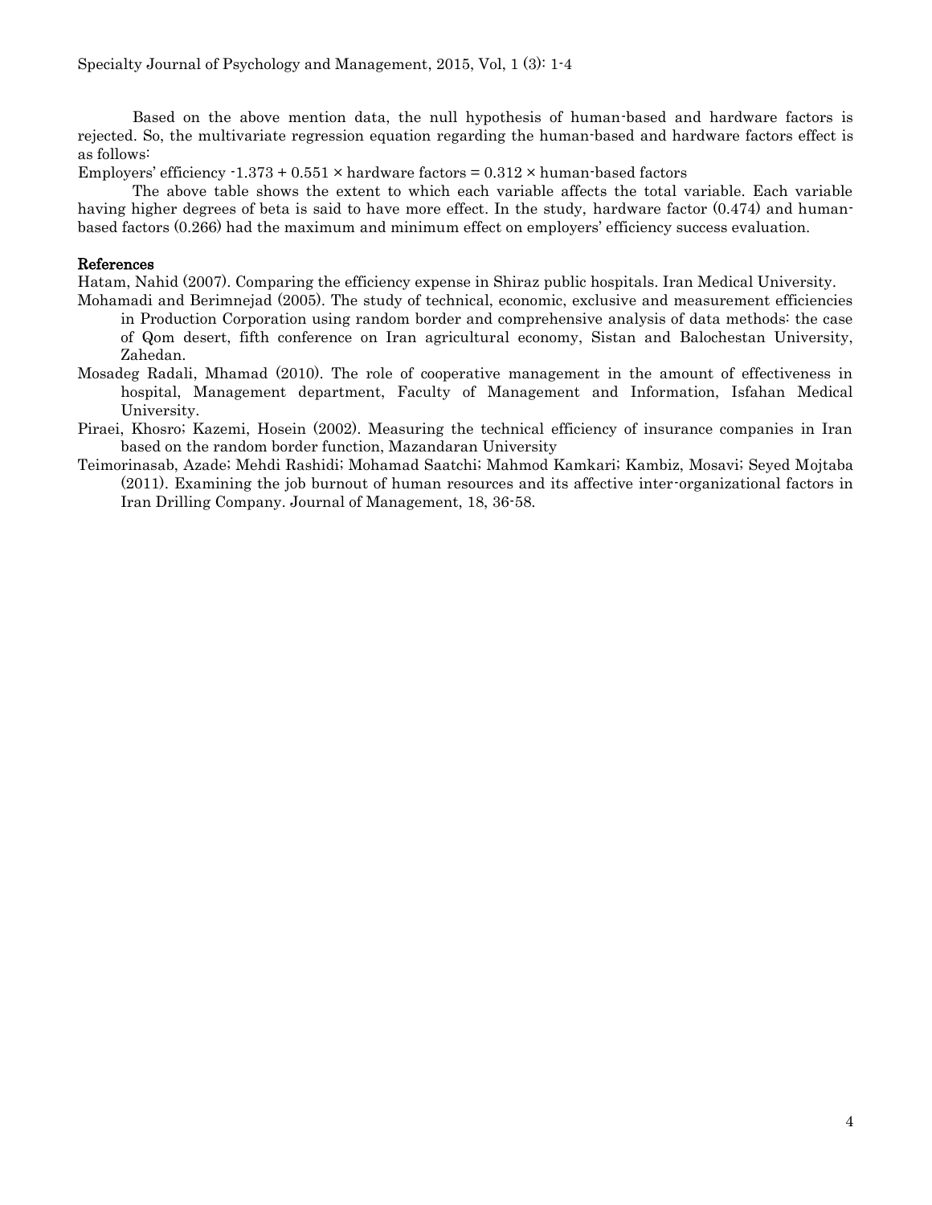Based on the above mention data, the null hypothesis of human-based and hardware factors is rejected. So, the multivariate regression equation regarding the human-based and hardware factors effect is as follows:

Employers' efficiency $-1.373 + 0.551 \times$ hardware factors $= 0.312 \times$ human-based factors

The above table shows the extent to which each variable affects the total variable. Each variable having higher degrees of beta is said to have more effect. In the study, hardware factor (0.474) and human-based factors (0.266) had the maximum and minimum effect on employers' efficiency success evaluation.

## References

Hatam, Nahid (2007). Comparing the efficiency expense in Shiraz public hospitals. Iran Medical University.

Mohamadi and Berimnejad (2005). The study of technical, economic, exclusive and measurement efficiencies in Production Corporation using random border and comprehensive analysis of data methods: the case of Qom desert, fifth conference on Iran agricultural economy, Sistan and Balochestan University, Zahedan.

Mosadeg Radali, Mhamad (2010). The role of cooperative management in the amount of effectiveness in hospital, Management department, Faculty of Management and Information, Isfahan Medical University.

Piraei, Khosro; Kazemi, Hosein (2002). Measuring the technical efficiency of insurance companies in Iran based on the random border function, Mazandaran University

Teimorinasab, Azade; Mehdi Rashidi; Mohamad Saatchi; Mahmod Kamkari; Kambiz, Mosavi; Seyed Mojtaba (2011). Examining the job burnout of human resources and its affective inter-organizational factors in Iran Drilling Company. Journal of Management, 18, 36-58.